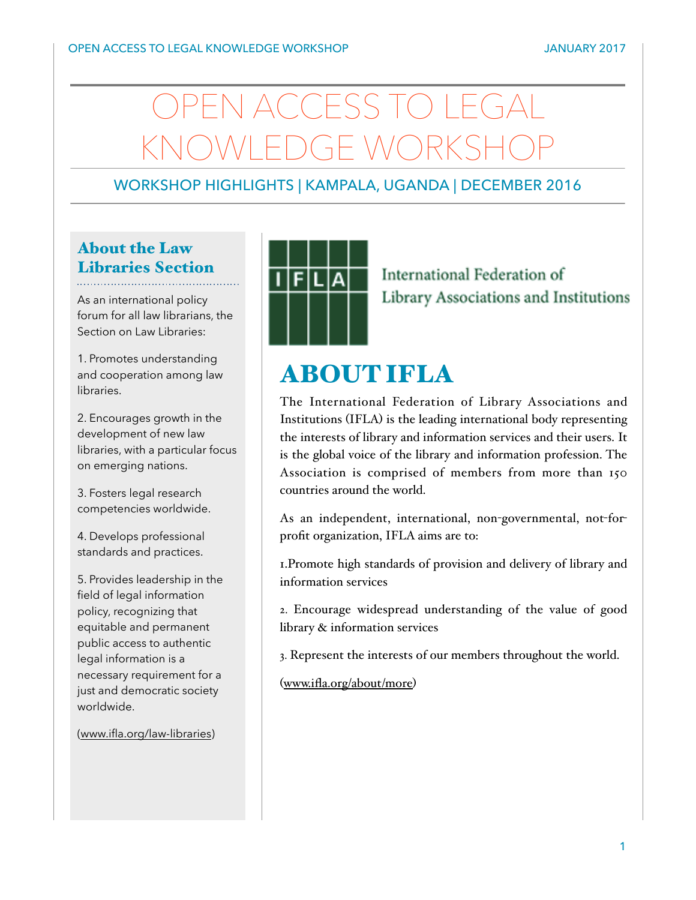# OPEN ACCESS TO LEGAL KNOWLEDGE WORKSHOP

## WORKSHOP HIGHLIGHTS | KAMPALA, UGANDA | DECEMBER 2016

### About the Law Libraries Section

As an international policy forum for all law librarians, the Section on Law Libraries:

1. Promotes understanding and cooperation among law libraries.

2. Encourages growth in the development of new law libraries, with a particular focus on emerging nations.

3. Fosters legal research competencies worldwide.

4. Develops professional standards and practices.

5. Provides leadership in the field of legal information policy, recognizing that equitable and permanent public access to authentic legal information is a necessary requirement for a just and democratic society worldwide.

(www.ifla.org/law-libraries)

IFLA

International Federation of Library Associations and Institutions

## ABOUT IFLA

The International Federation of Library Associations and Institutions (IFLA) is the leading international body representing the interests of library and information services and their users. It is the global voice of the library and information profession. The Association is comprised of members from more than 150 countries around the world.

As an independent, international, non-governmental, not-for-profit organization, IFLA aims are to:

1.Promote high standards of provision and delivery of library and information services

2. Encourage widespread understanding of the value of good library & information services

3. Represent the interests of our members throughout the world.

(www.ifla.org/about/more)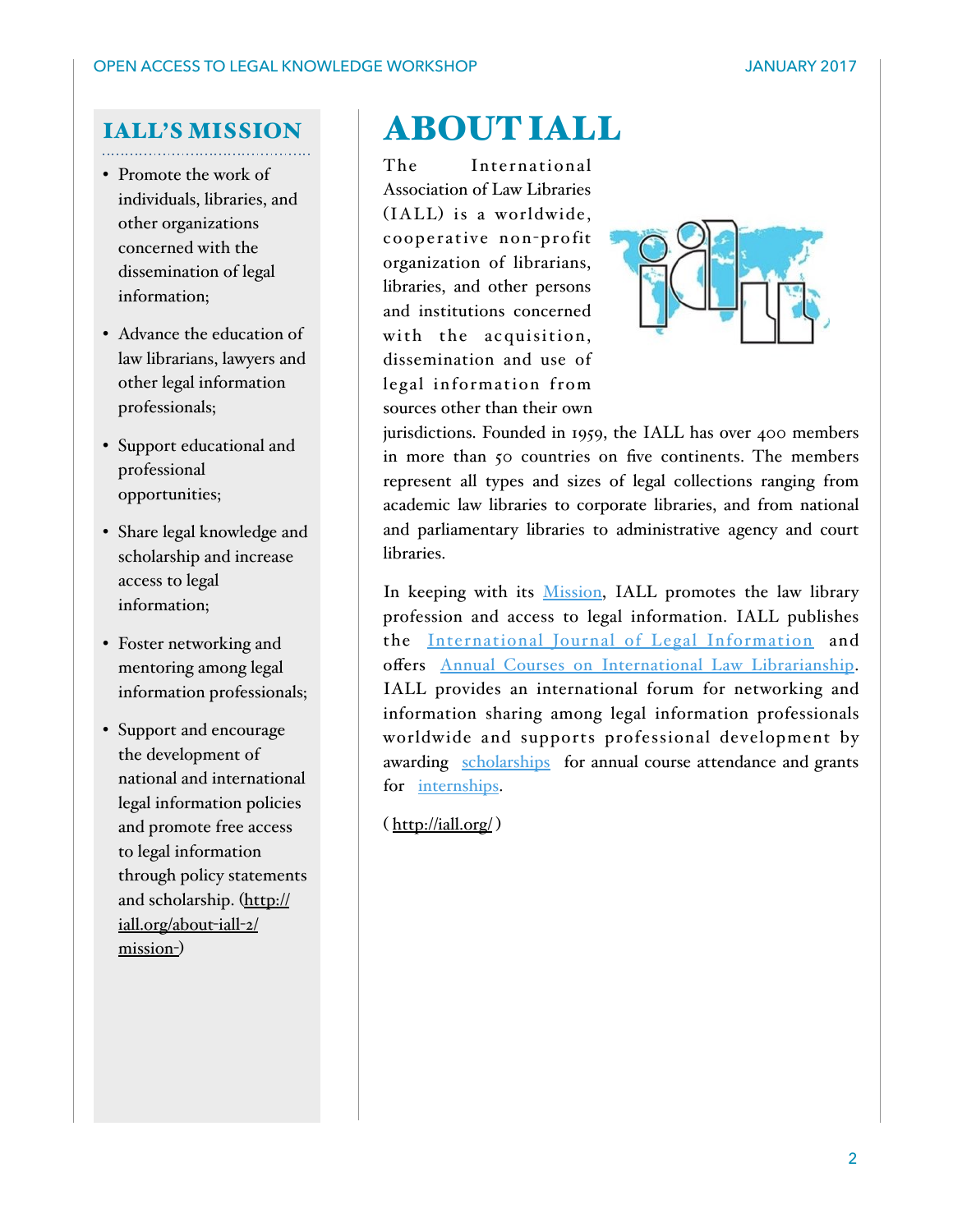## IALL'S MISSION

- Promote the work of individuals, libraries, and other organizations concerned with the dissemination of legal information;
- Advance the education of law librarians, lawyers and other legal information professionals;
- Support educational and professional opportunities;
- Share legal knowledge and scholarship and increase access to legal information;
- Foster networking and mentoring among legal information professionals;
- Support and encourage the development of national and international legal information policies and promote free access to legal information through policy statements and scholarship. (http://iall.org/about-iall-2/mission-)

# ABOUT IALL

The International Association of Law Libraries (IALL) is a worldwide, cooperative non-profit organization of librarians, libraries, and other persons and institutions concerned with the acquisition, dissemination and use of legal information from sources other than their own jurisdictions. Founded in 1959, the IALL has over 400 members in more than 50 countries on five continents. The members represent all types and sizes of legal collections ranging from academic law libraries to corporate libraries, and from national and parliamentary libraries to administrative agency and court libraries.

In keeping with its Mission, IALL promotes the law library profession and access to legal information. IALL publishes the International Journal of Legal Information and offers Annual Courses on International Law Librarianship. IALL provides an international forum for networking and information sharing among legal information professionals worldwide and supports professional development by awarding scholarships for annual course attendance and grants for internships.

( http://iall.org/ )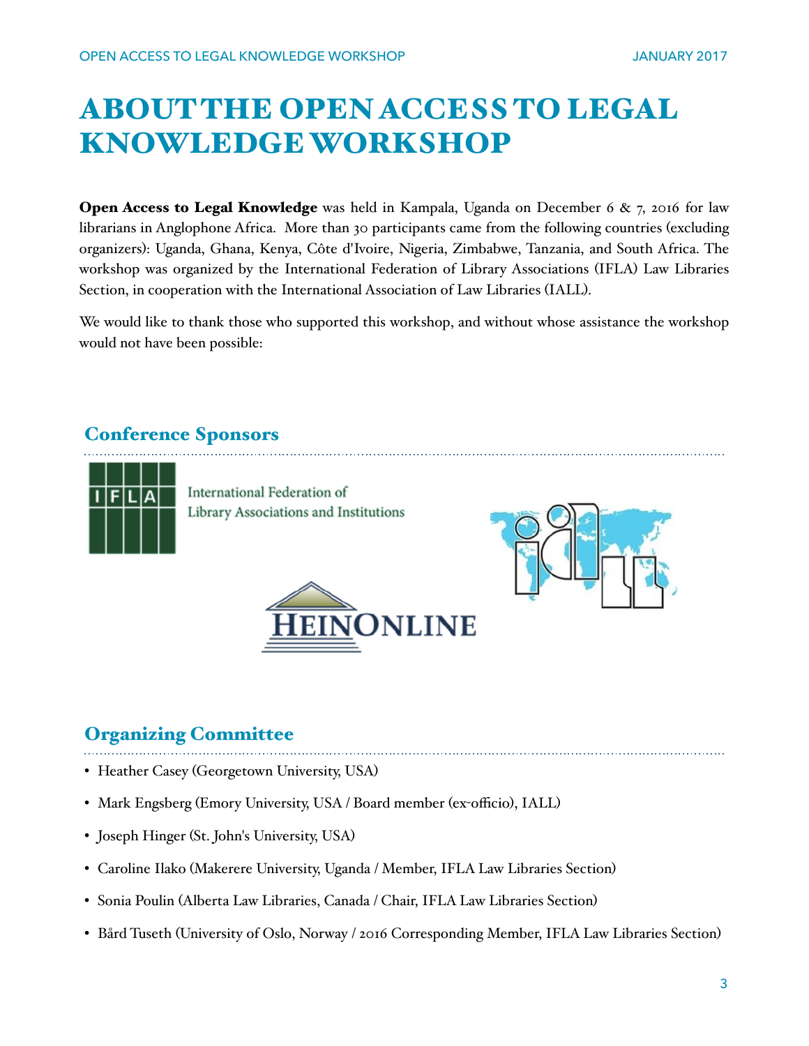# ABOUT THE OPEN ACCESS TO LEGAL KNOWLEDGE WORKSHOP

**Open Access to Legal Knowledge** was held in Kampala, Uganda on December 6 & 7, 2016 for law librarians in Anglophone Africa. More than 30 participants came from the following countries (excluding organizers): Uganda, Ghana, Kenya, Côte d'Ivoire, Nigeria, Zimbabwe, Tanzania, and South Africa. The workshop was organized by the International Federation of Library Associations (IFLA) Law Libraries Section, in cooperation with the International Association of Law Libraries (IALL).

We would like to thank those who supported this workshop, and without whose assistance the workshop would not have been possible:

## Conference Sponsors

IFLA — International Federation of Library Associations and Institutions

IALL

HEINONLINE

## Organizing Committee

- Heather Casey (Georgetown University, USA)
- Mark Engsberg (Emory University, USA / Board member (ex-officio), IALL)
- Joseph Hinger (St. John's University, USA)
- Caroline Ilako (Makerere University, Uganda / Member, IFLA Law Libraries Section)
- Sonia Poulin (Alberta Law Libraries, Canada / Chair, IFLA Law Libraries Section)
- Bård Tuseth (University of Oslo, Norway / 2016 Corresponding Member, IFLA Law Libraries Section)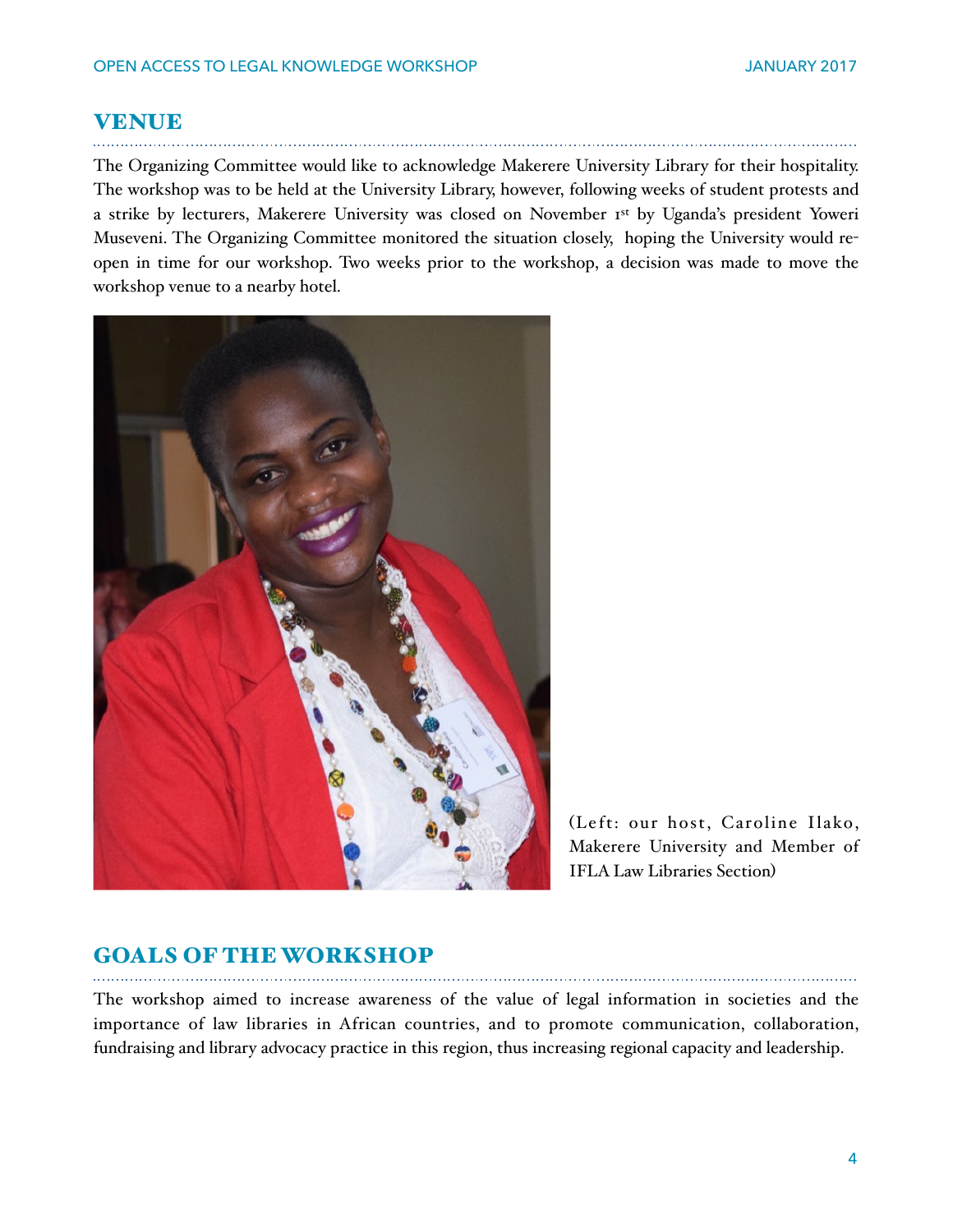## VENUE

The Organizing Committee would like to acknowledge Makerere University Library for their hospitality. The workshop was to be held at the University Library, however, following weeks of student protests and a strike by lecturers, Makerere University was closed on November 1st by Uganda's president Yoweri Museveni. The Organizing Committee monitored the situation closely, hoping the University would re-open in time for our workshop. Two weeks prior to the workshop, a decision was made to move the workshop venue to a nearby hotel.

(Left: our host, Caroline Ilako, Makerere University and Member of IFLA Law Libraries Section)

## GOALS OF THE WORKSHOP

The workshop aimed to increase awareness of the value of legal information in societies and the importance of law libraries in African countries, and to promote communication, collaboration, fundraising and library advocacy practice in this region, thus increasing regional capacity and leadership.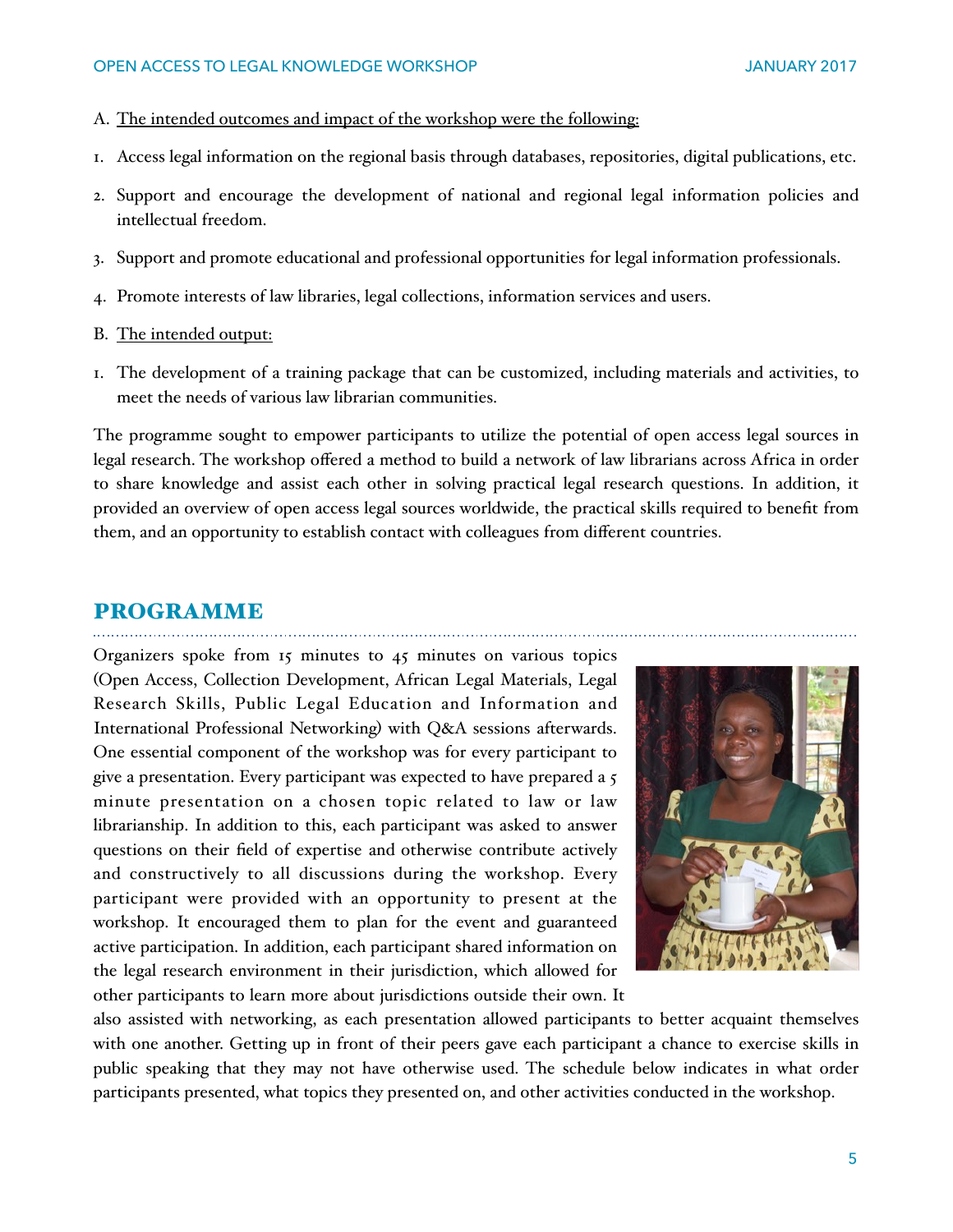A. The intended outcomes and impact of the workshop were the following:

1. Access legal information on the regional basis through databases, repositories, digital publications, etc.
2. Support and encourage the development of national and regional legal information policies and intellectual freedom.
3. Support and promote educational and professional opportunities for legal information professionals.
4. Promote interests of law libraries, legal collections, information services and users.

B. The intended output:

1. The development of a training package that can be customized, including materials and activities, to meet the needs of various law librarian communities.

The programme sought to empower participants to utilize the potential of open access legal sources in legal research. The workshop offered a method to build a network of law librarians across Africa in order to share knowledge and assist each other in solving practical legal research questions. In addition, it provided an overview of open access legal sources worldwide, the practical skills required to benefit from them, and an opportunity to establish contact with colleagues from different countries.

## PROGRAMME

Organizers spoke from 15 minutes to 45 minutes on various topics (Open Access, Collection Development, African Legal Materials, Legal Research Skills, Public Legal Education and Information and International Professional Networking) with Q&A sessions afterwards. One essential component of the workshop was for every participant to give a presentation. Every participant was expected to have prepared a 5 minute presentation on a chosen topic related to law or law librarianship. In addition to this, each participant was asked to answer questions on their field of expertise and otherwise contribute actively and constructively to all discussions during the workshop. Every participant were provided with an opportunity to present at the workshop. It encouraged them to plan for the event and guaranteed active participation. In addition, each participant shared information on the legal research environment in their jurisdiction, which allowed for other participants to learn more about jurisdictions outside their own. It also assisted with networking, as each presentation allowed participants to better acquaint themselves with one another. Getting up in front of their peers gave each participant a chance to exercise skills in public speaking that they may not have otherwise used. The schedule below indicates in what order participants presented, what topics they presented on, and other activities conducted in the workshop.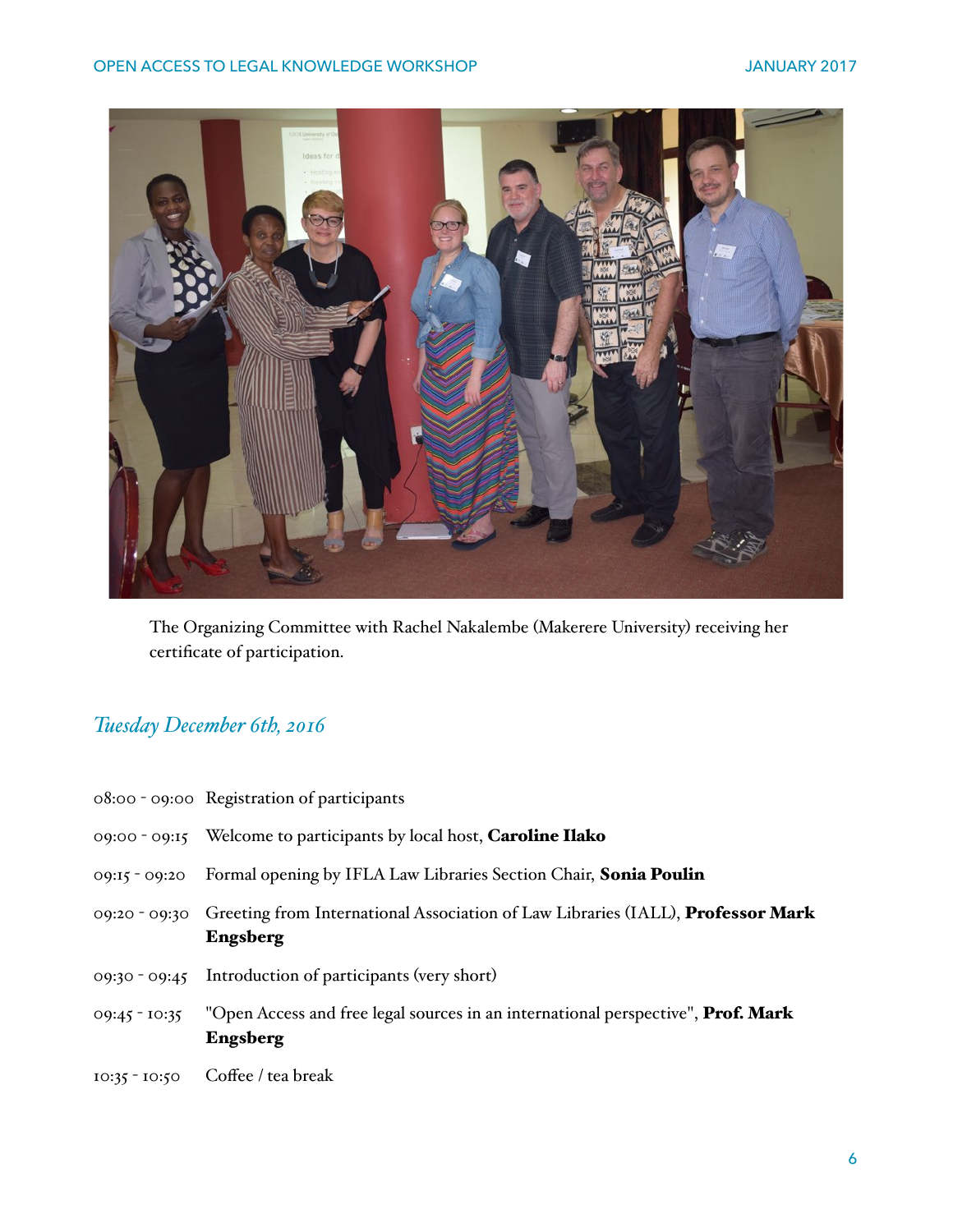The Organizing Committee with Rachel Nakalembe (Makerere University) receiving her certificate of participation.

## *Tuesday December 6th, 2016*

08:00 - 09:00 Registration of participants

09:00 - 09:15 Welcome to participants by local host, **Caroline Ilako**

09:15 - 09:20 Formal opening by IFLA Law Libraries Section Chair, **Sonia Poulin**

09:20 - 09:30 Greeting from International Association of Law Libraries (IALL), **Professor Mark Engsberg**

09:30 - 09:45 Introduction of participants (very short)

09:45 - 10:35 "Open Access and free legal sources in an international perspective", **Prof. Mark Engsberg**

10:35 - 10:50 Coffee / tea break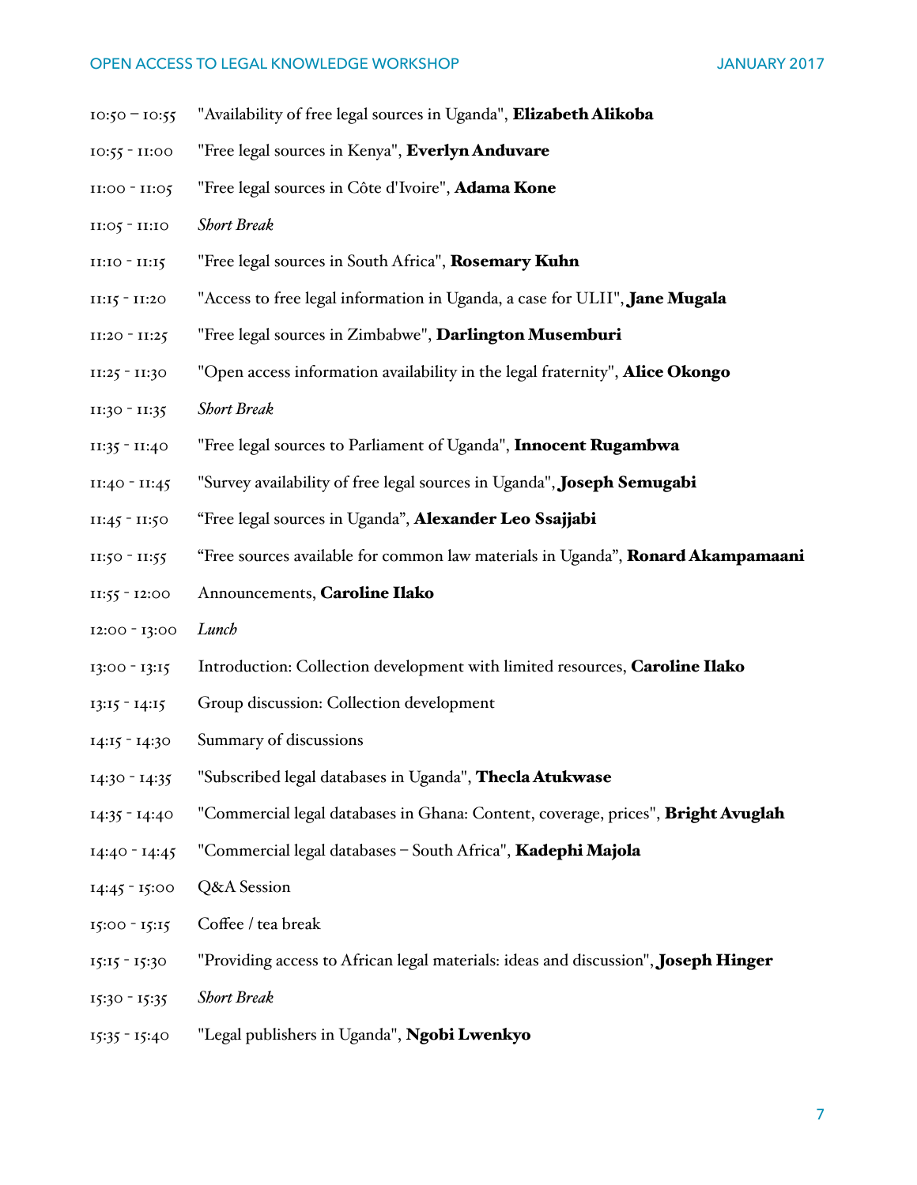10:50 – 10:55 "Availability of free legal sources in Uganda", **Elizabeth Alikoba**

10:55 - 11:00 "Free legal sources in Kenya", **Everlyn Anduvare**

11:00 - 11:05 "Free legal sources in Côte d'Ivoire", **Adama Kone**

11:05 - 11:10 *Short Break*

11:10 - 11:15 "Free legal sources in South Africa", **Rosemary Kuhn**

11:15 - 11:20 "Access to free legal information in Uganda, a case for ULII", **Jane Mugala**

11:20 - 11:25 "Free legal sources in Zimbabwe", **Darlington Musemburi**

11:25 - 11:30 "Open access information availability in the legal fraternity", **Alice Okongo**

11:30 - 11:35 *Short Break*

11:35 - 11:40 "Free legal sources to Parliament of Uganda", **Innocent Rugambwa**

11:40 - 11:45 "Survey availability of free legal sources in Uganda", **Joseph Semugabi**

11:45 - 11:50 "Free legal sources in Uganda", **Alexander Leo Ssajjabi**

11:50 - 11:55 "Free sources available for common law materials in Uganda", **Ronard Akampamaani**

11:55 - 12:00 Announcements, **Caroline Ilako**

12:00 - 13:00 *Lunch*

13:00 - 13:15 Introduction: Collection development with limited resources, **Caroline Ilako**

13:15 - 14:15 Group discussion: Collection development

14:15 - 14:30 Summary of discussions

14:30 - 14:35 "Subscribed legal databases in Uganda", **Thecla Atukwase**

14:35 - 14:40 "Commercial legal databases in Ghana: Content, coverage, prices", **Bright Avuglah**

14:40 - 14:45 "Commercial legal databases – South Africa", **Kadephi Majola**

14:45 - 15:00 Q&A Session

15:00 - 15:15 Coffee / tea break

15:15 - 15:30 "Providing access to African legal materials: ideas and discussion", **Joseph Hinger**

15:30 - 15:35 *Short Break*

15:35 - 15:40 "Legal publishers in Uganda", **Ngobi Lwenkyo**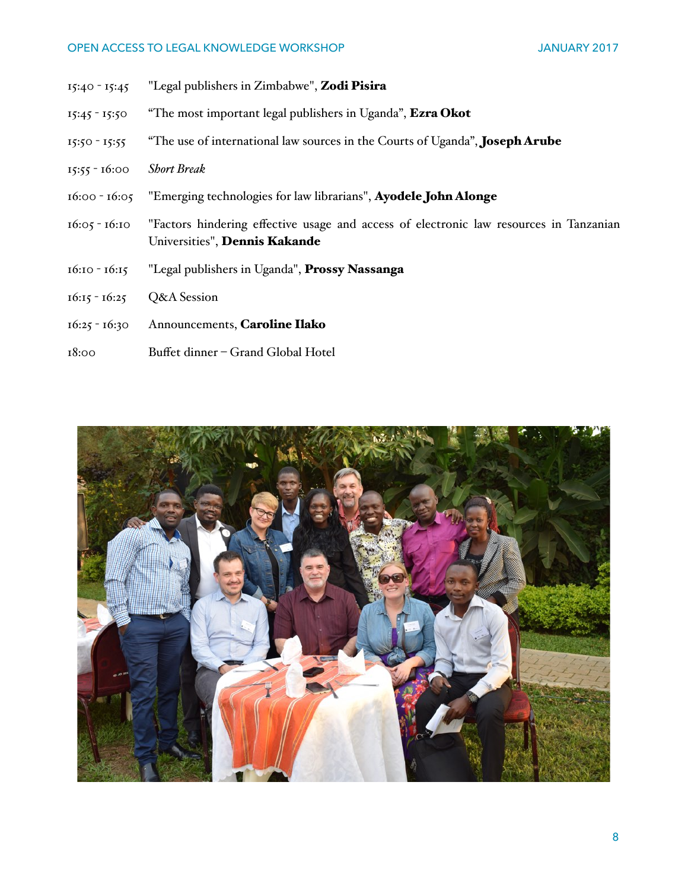| | |
|---|---|
| 15:40 - 15:45 | "Legal publishers in Zimbabwe", **Zodi Pisira** |
| 15:45 - 15:50 | "The most important legal publishers in Uganda", **Ezra Okot** |
| 15:50 - 15:55 | "The use of international law sources in the Courts of Uganda", **Joseph Arube** |
| 15:55 - 16:00 | *Short Break* |
| 16:00 - 16:05 | "Emerging technologies for law librarians", **Ayodele John Alonge** |
| 16:05 - 16:10 | "Factors hindering effective usage and access of electronic law resources in Tanzanian Universities", **Dennis Kakande** |
| 16:10 - 16:15 | "Legal publishers in Uganda", **Prossy Nassanga** |
| 16:15 - 16:25 | Q&A Session |
| 16:25 - 16:30 | Announcements, **Caroline Ilako** |
| 18:00 | Buffet dinner – Grand Global Hotel |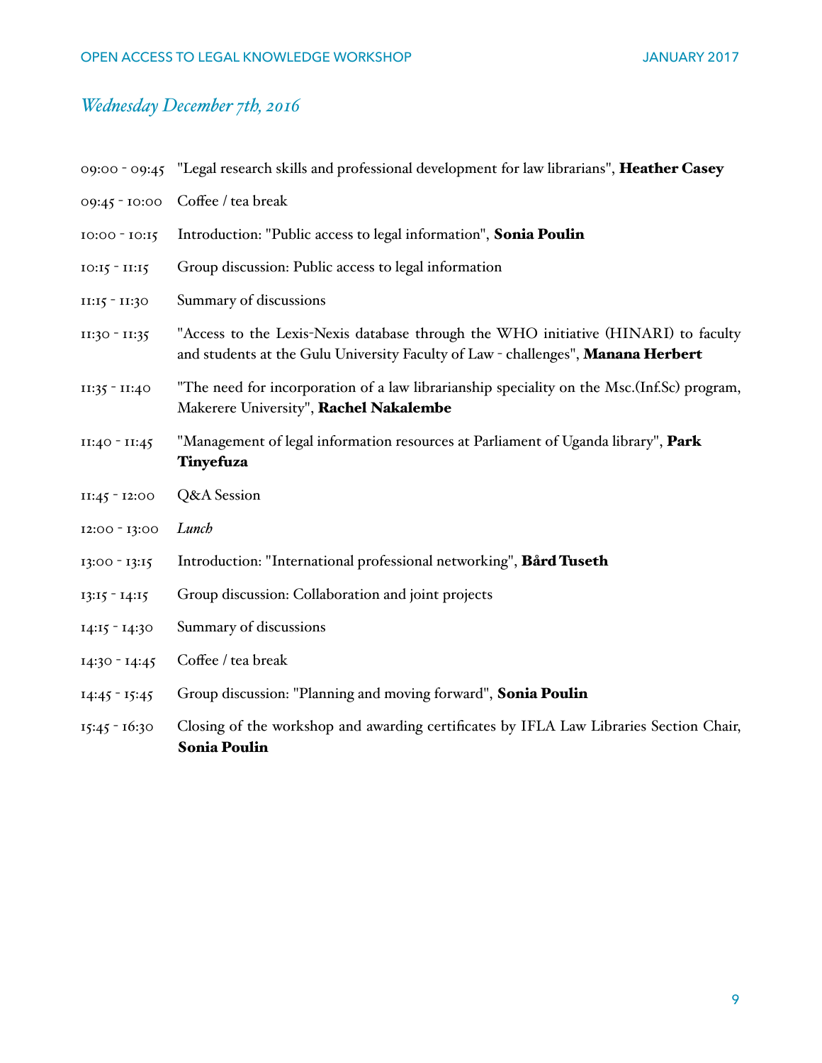## *Wednesday December 7th, 2016*

| | |
|---|---|
| 09:00 - 09:45 | "Legal research skills and professional development for law librarians", **Heather Casey** |
| 09:45 - 10:00 | Coffee / tea break |
| 10:00 - 10:15 | Introduction: "Public access to legal information", **Sonia Poulin** |
| 10:15 - 11:15 | Group discussion: Public access to legal information |
| 11:15 - 11:30 | Summary of discussions |
| 11:30 - 11:35 | "Access to the Lexis-Nexis database through the WHO initiative (HINARI) to faculty and students at the Gulu University Faculty of Law - challenges", **Manana Herbert** |
| 11:35 - 11:40 | "The need for incorporation of a law librarianship speciality on the Msc.(Inf.Sc) program, Makerere University", **Rachel Nakalembe** |
| 11:40 - 11:45 | "Management of legal information resources at Parliament of Uganda library", **Park Tinyefuza** |
| 11:45 - 12:00 | Q&A Session |
| 12:00 - 13:00 | *Lunch* |
| 13:00 - 13:15 | Introduction: "International professional networking", **Bård Tuseth** |
| 13:15 - 14:15 | Group discussion: Collaboration and joint projects |
| 14:15 - 14:30 | Summary of discussions |
| 14:30 - 14:45 | Coffee / tea break |
| 14:45 - 15:45 | Group discussion: "Planning and moving forward", **Sonia Poulin** |
| 15:45 - 16:30 | Closing of the workshop and awarding certificates by IFLA Law Libraries Section Chair, **Sonia Poulin** |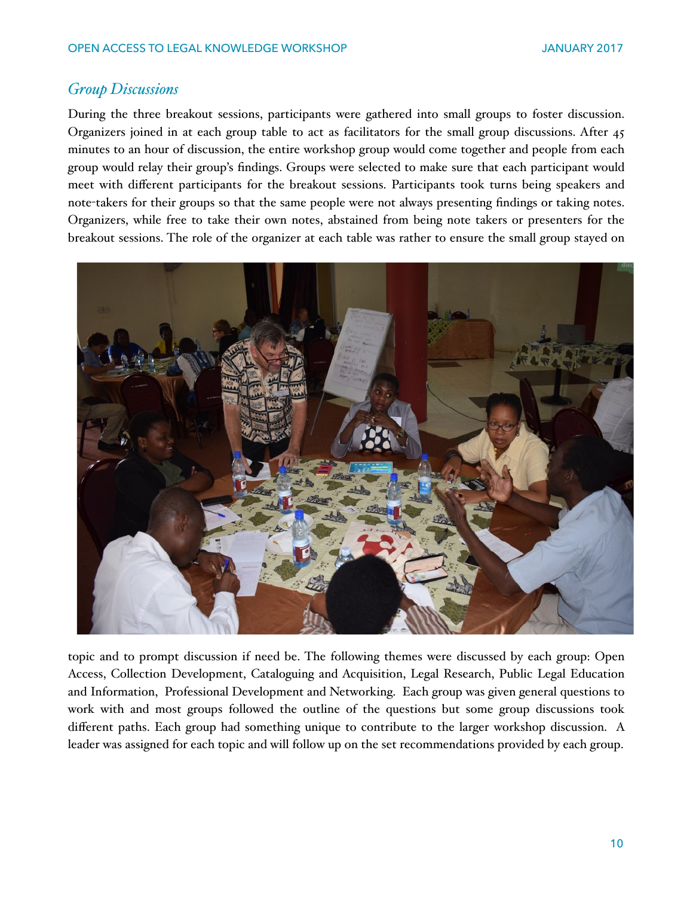## *Group Discussions*

During the three breakout sessions, participants were gathered into small groups to foster discussion. Organizers joined in at each group table to act as facilitators for the small group discussions. After 45 minutes to an hour of discussion, the entire workshop group would come together and people from each group would relay their group's findings. Groups were selected to make sure that each participant would meet with different participants for the breakout sessions. Participants took turns being speakers and note-takers for their groups so that the same people were not always presenting findings or taking notes. Organizers, while free to take their own notes, abstained from being note takers or presenters for the breakout sessions. The role of the organizer at each table was rather to ensure the small group stayed on topic and to prompt discussion if need be. The following themes were discussed by each group: Open Access, Collection Development, Cataloguing and Acquisition, Legal Research, Public Legal Education and Information, Professional Development and Networking. Each group was given general questions to work with and most groups followed the outline of the questions but some group discussions took different paths. Each group had something unique to contribute to the larger workshop discussion. A leader was assigned for each topic and will follow up on the set recommendations provided by each group.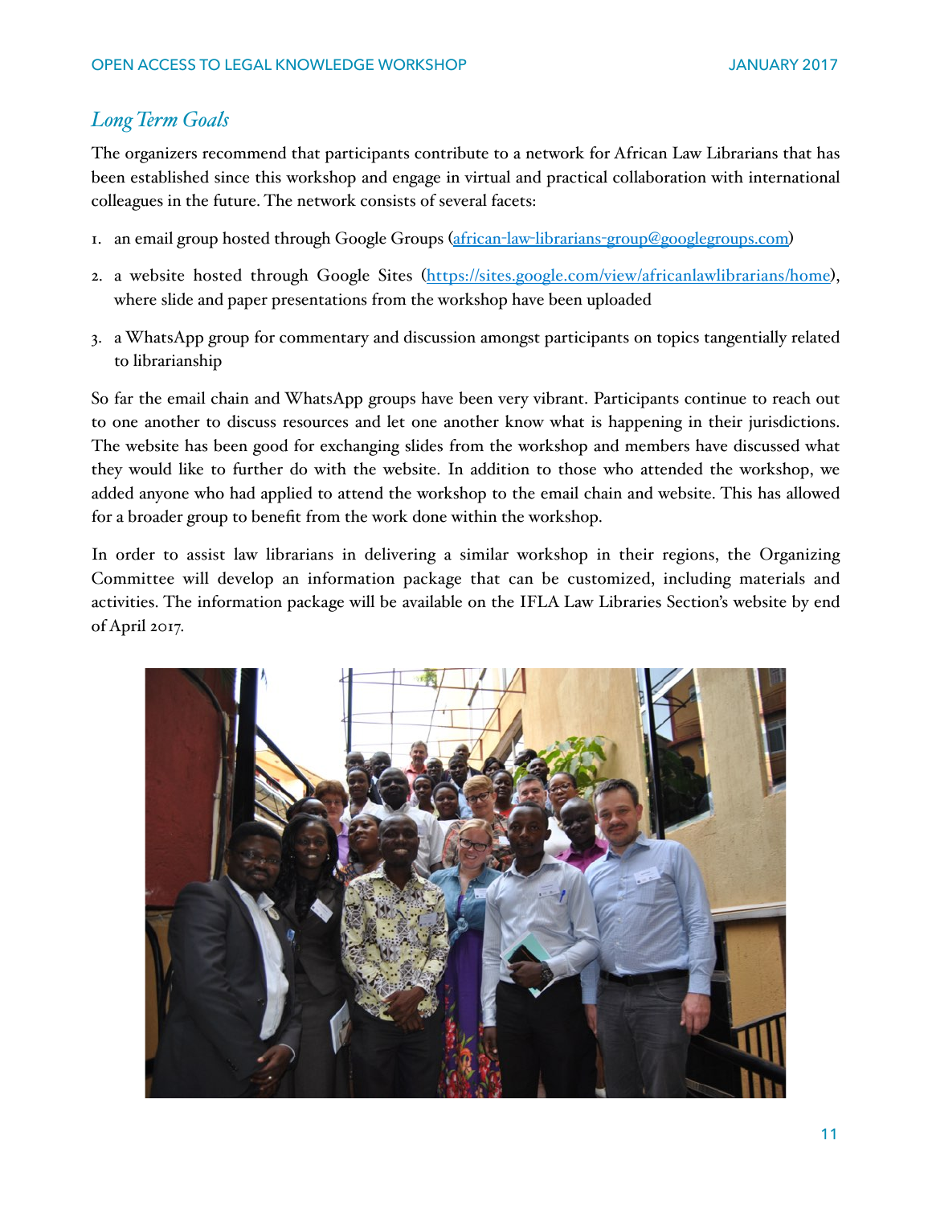## *Long Term Goals*

The organizers recommend that participants contribute to a network for African Law Librarians that has been established since this workshop and engage in virtual and practical collaboration with international colleagues in the future. The network consists of several facets:

1. an email group hosted through Google Groups (african-law-librarians-group@googlegroups.com)
2. a website hosted through Google Sites (https://sites.google.com/view/africanlawlibrarians/home), where slide and paper presentations from the workshop have been uploaded
3. a WhatsApp group for commentary and discussion amongst participants on topics tangentially related to librarianship

So far the email chain and WhatsApp groups have been very vibrant. Participants continue to reach out to one another to discuss resources and let one another know what is happening in their jurisdictions. The website has been good for exchanging slides from the workshop and members have discussed what they would like to further do with the website. In addition to those who attended the workshop, we added anyone who had applied to attend the workshop to the email chain and website. This has allowed for a broader group to benefit from the work done within the workshop.

In order to assist law librarians in delivering a similar workshop in their regions, the Organizing Committee will develop an information package that can be customized, including materials and activities. The information package will be available on the IFLA Law Libraries Section's website by end of April 2017.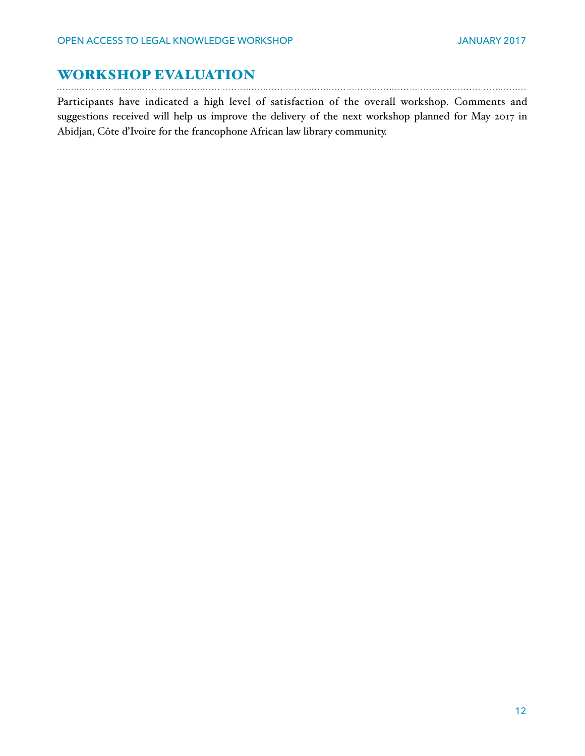## WORKSHOP EVALUATION

Participants have indicated a high level of satisfaction of the overall workshop. Comments and suggestions received will help us improve the delivery of the next workshop planned for May 2017 in Abidjan, Côte d'Ivoire for the francophone African law library community.